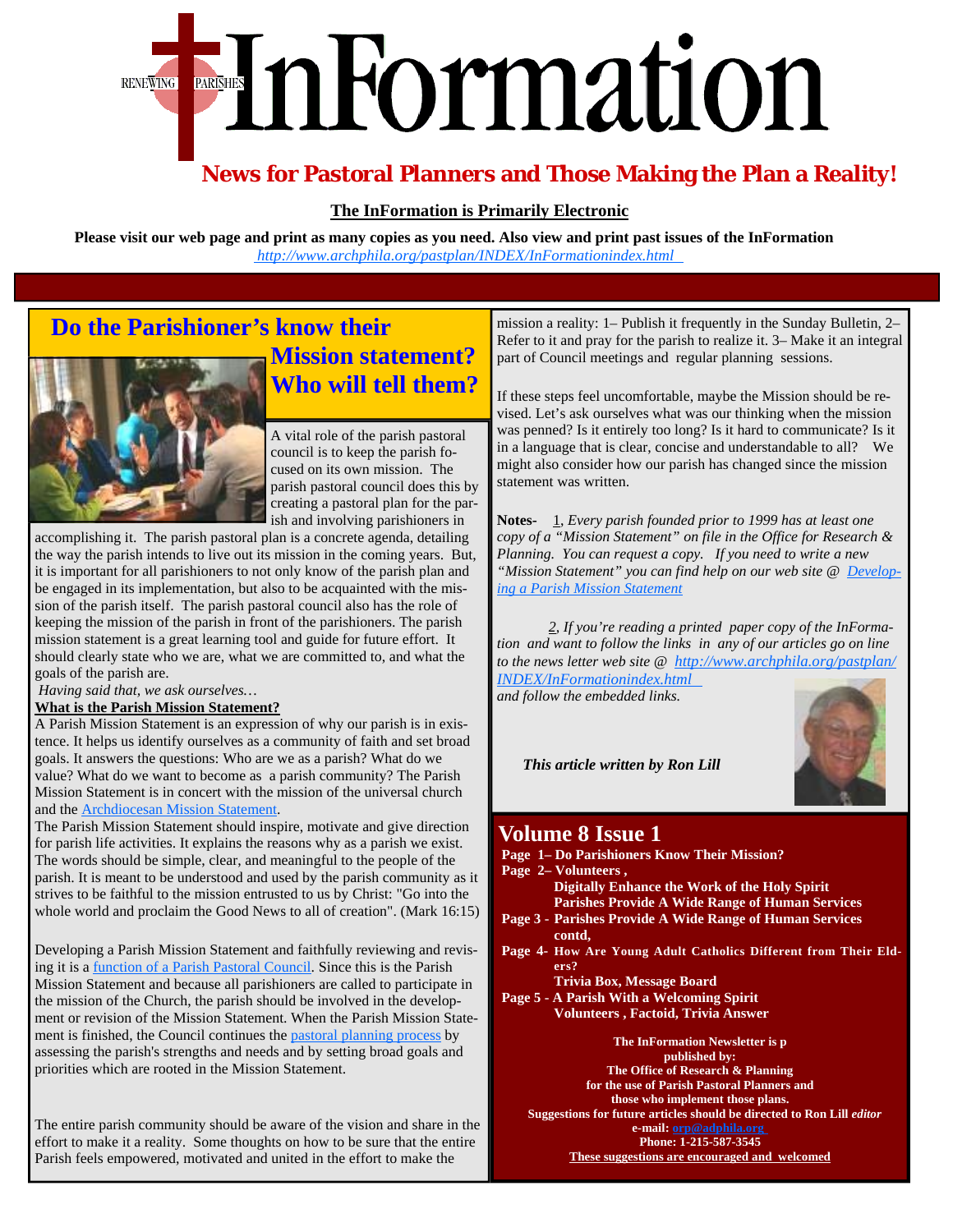# InFormation

RENEWING PARISHES

## News for Pastoral Planners and Those Making the Plan a Reality!

**The InFormation is Primarily Electronic**

**Please visit our web page and print as many copies as you need. Also view and print past issues of the InFormation**
http://www.archphila.org/pastplan/INDEX/InFormationindex.html

## Do the Parishioner's know their Mission statement? Who will tell them?

A vital role of the parish pastoral council is to keep the parish focused on its own mission. The parish pastoral council does this by creating a pastoral plan for the parish and involving parishioners in accomplishing it. The parish pastoral plan is a concrete agenda, detailing the way the parish intends to live out its mission in the coming years. But, it is important for all parishioners to not only know of the parish plan and be engaged in its implementation, but also to be acquainted with the mission of the parish itself. The parish pastoral council also has the role of keeping the mission of the parish in front of the parishioners. The parish mission statement is a great learning tool and guide for future effort. It should clearly state who we are, what we are committed to, and what the goals of the parish are.

*Having said that, we ask ourselves…*

**What is the Parish Mission Statement?**

A Parish Mission Statement is an expression of why our parish is in existence. It helps us identify ourselves as a community of faith and set broad goals. It answers the questions: Who are we as a parish? What do we value? What do we want to become as a parish community? The Parish Mission Statement is in concert with the mission of the universal church and the Archdiocesan Mission Statement.

The Parish Mission Statement should inspire, motivate and give direction for parish life activities. It explains the reasons why as a parish we exist. The words should be simple, clear, and meaningful to the people of the parish. It is meant to be understood and used by the parish community as it strives to be faithful to the mission entrusted to us by Christ: "Go into the whole world and proclaim the Good News to all of creation". (Mark 16:15)

Developing a Parish Mission Statement and faithfully reviewing and revising it is a function of a Parish Pastoral Council. Since this is the Parish Mission Statement and because all parishioners are called to participate in the mission of the Church, the parish should be involved in the development or revision of the Mission Statement. When the Parish Mission Statement is finished, the Council continues the pastoral planning process by assessing the parish's strengths and needs and by setting broad goals and priorities which are rooted in the Mission Statement.

The entire parish community should be aware of the vision and share in the effort to make it a reality. Some thoughts on how to be sure that the entire Parish feels empowered, motivated and united in the effort to make the mission a reality: 1– Publish it frequently in the Sunday Bulletin, 2– Refer to it and pray for the parish to realize it. 3– Make it an integral part of Council meetings and regular planning sessions.

If these steps feel uncomfortable, maybe the Mission should be revised. Let's ask ourselves what was our thinking when the mission was penned? Is it entirely too long? Is it hard to communicate? Is it in a language that is clear, concise and understandable to all? We might also consider how our parish has changed since the mission statement was written.

**Notes-** 1, *Every parish founded prior to 1999 has at least one copy of a "Mission Statement" on file in the Office for Research & Planning. You can request a copy. If you need to write a new "Mission Statement" you can find help on our web site @ Developing a Parish Mission Statement*

2, *If you're reading a printed paper copy of the InFormation and want to follow the links in any of our articles go on line to the news letter web site @ http://www.archphila.org/pastplan/INDEX/InFormationindex.html and follow the embedded links.*

***This article written by Ron Lill***

## Volume 8 Issue 1

**Page 1– Do Parishioners Know Their Mission?**
**Page 2– Volunteers ,**
**Digitally Enhance the Work of the Holy Spirit**
**Parishes Provide A Wide Range of Human Services**
**Page 3 - Parishes Provide A Wide Range of Human Services contd,**
**Page 4- How Are Young Adult Catholics Different from Their Elders?**
**Trivia Box, Message Board**
**Page 5 - A Parish With a Welcoming Spirit**
**Volunteers , Factoid, Trivia Answer**

**The InFormation Newsletter is p published by:**
**The Office of Research & Planning**
**for the use of Parish Pastoral Planners and those who implement those plans.**
**Suggestions for future articles should be directed to Ron Lill *editor***
**e-mail: orp@adphila.org**
**Phone: 1-215-587-3545**
**These suggestions are encouraged and welcomed**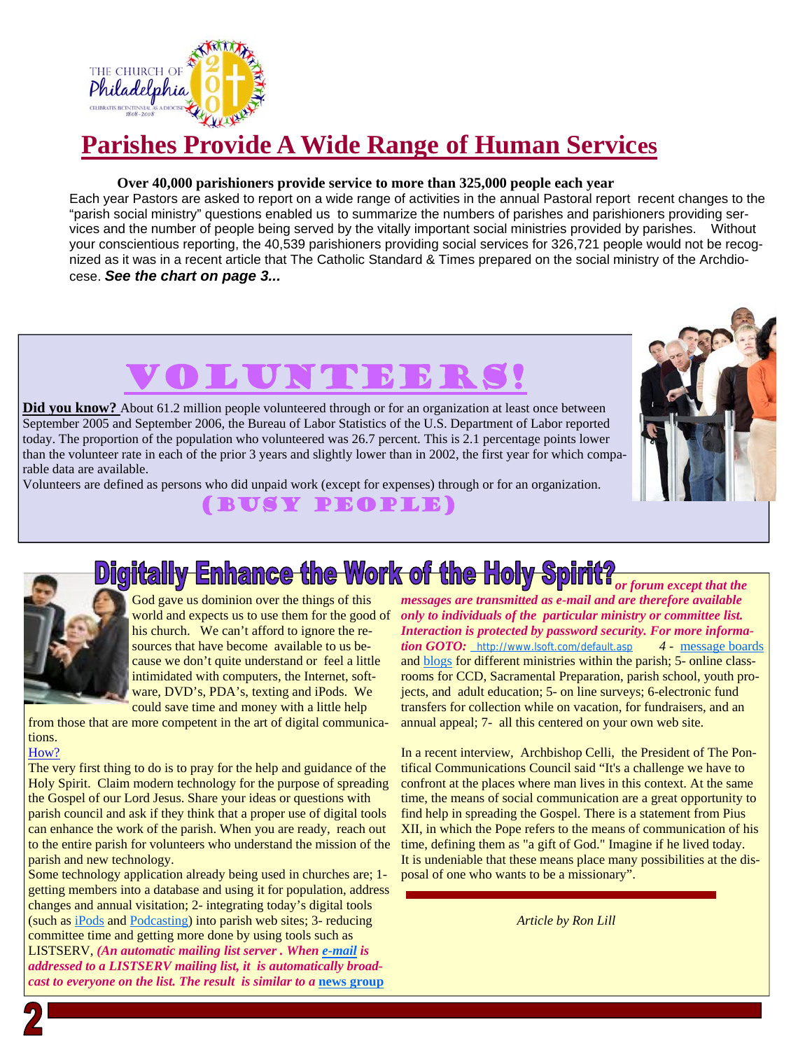# Parishes Provide A Wide Range of Human Services

**Over 40,000 parishioners provide service to more than 325,000 people each year**

Each year Pastors are asked to report on a wide range of activities in the annual Pastoral report recent changes to the "parish social ministry" questions enabled us to summarize the numbers of parishes and parishioners providing services and the number of people being served by the vitally important social ministries provided by parishes. Without your conscientious reporting, the 40,539 parishioners providing social services for 326,721 people would not be recognized as it was in a recent article that The Catholic Standard & Times prepared on the social ministry of the Archdiocese. ***See the chart on page 3...***

## VOLUNTEERS!

**Did you know?** About 61.2 million people volunteered through or for an organization at least once between September 2005 and September 2006, the Bureau of Labor Statistics of the U.S. Department of Labor reported today. The proportion of the population who volunteered was 26.7 percent. This is 2.1 percentage points lower than the volunteer rate in each of the prior 3 years and slightly lower than in 2002, the first year for which comparable data are available.

Volunteers are defined as persons who did unpaid work (except for expenses) through or for an organization.

**(BUSY PEOPLE)**

## Digitally Enhance the Work of the Holy Spirit?

God gave us dominion over the things of this world and expects us to use them for the good of his church. We can't afford to ignore the resources that have become available to us because we don't quite understand or feel a little intimidated with computers, the Internet, software, DVD's, PDA's, texting and iPods. We could save time and money with a little help from those that are more competent in the art of digital communications.

How?

The very first thing to do is to pray for the help and guidance of the Holy Spirit. Claim modern technology for the purpose of spreading the Gospel of our Lord Jesus. Share your ideas or questions with parish council and ask if they think that a proper use of digital tools can enhance the work of the parish. When you are ready, reach out to the entire parish for volunteers who understand the mission of the parish and new technology.

Some technology application already being used in churches are; 1- getting members into a database and using it for population, address changes and annual visitation; 2- integrating today's digital tools (such as iPods and Podcasting) into parish web sites; 3- reducing committee time and getting more done by using tools such as LISTSERV, ***(An automatic mailing list server . When e-mail is addressed to a LISTSERV mailing list, it is automatically broadcast to everyone on the list. The result is similar to a* news group *or forum except that the messages are transmitted as e-mail and are therefore available only to individuals of the particular ministry or committee list. Interaction is protected by password security. For more information GOTO:*** http://www.lsoft.com/default.asp *4* - message boards and blogs for different ministries within the parish; 5- online classrooms for CCD, Sacramental Preparation, parish school, youth projects, and adult education; 5- on line surveys; 6-electronic fund transfers for collection while on vacation, for fundraisers, and an annual appeal; 7- all this centered on your own web site.

In a recent interview, Archbishop Celli, the President of The Pontifical Communications Council said "It's a challenge we have to confront at the places where man lives in this context. At the same time, the means of social communication are a great opportunity to find help in spreading the Gospel. There is a statement from Pius XII, in which the Pope refers to the means of communication of his time, defining them as "a gift of God." Imagine if he lived today. It is undeniable that these means place many possibilities at the disposal of one who wants to be a missionary".

*Article by Ron Lill*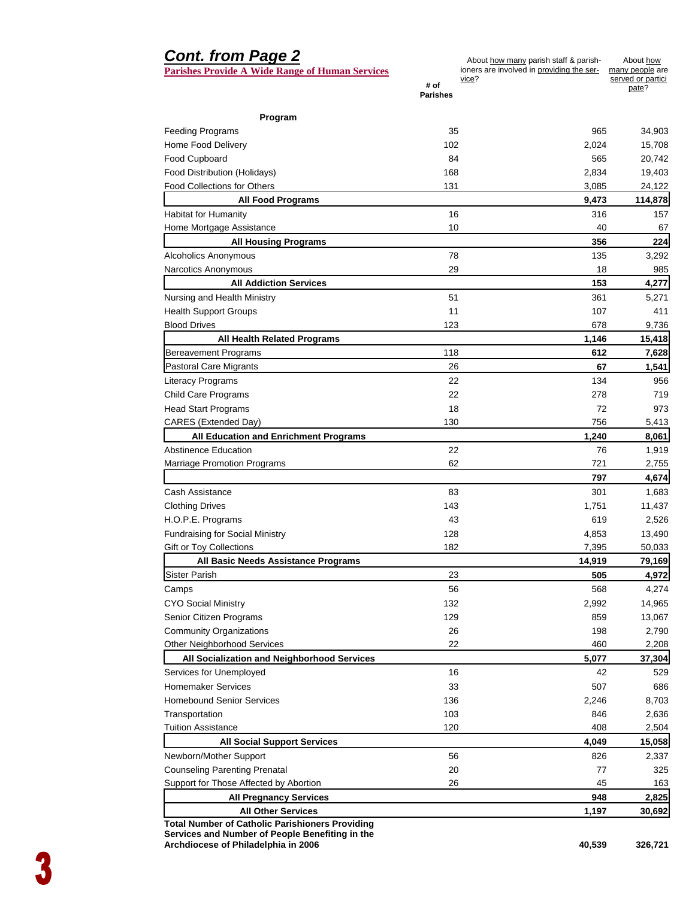## *Cont. from Page 2*

**Parishes Provide A Wide Range of Human Services**

| Program | # of Parishes | About how many parish staff & parishioners are involved in providing the service? | About how many people are served or participate? |
|---|---|---|---|
| Feeding Programs | 35 | 965 | 34,903 |
| Home Food Delivery | 102 | 2,024 | 15,708 |
| Food Cupboard | 84 | 565 | 20,742 |
| Food Distribution (Holidays) | 168 | 2,834 | 19,403 |
| Food Collections for Others | 131 | 3,085 | 24,122 |
| **All Food Programs** | | **9,473** | **114,878** |
| Habitat for Humanity | 16 | 316 | 157 |
| Home Mortgage Assistance | 10 | 40 | 67 |
| **All Housing Programs** | | **356** | **224** |
| Alcoholics Anonymous | 78 | 135 | 3,292 |
| Narcotics Anonymous | 29 | 18 | 985 |
| **All Addiction Services** | | **153** | **4,277** |
| Nursing and Health Ministry | 51 | 361 | 5,271 |
| Health Support Groups | 11 | 107 | 411 |
| Blood Drives | 123 | 678 | 9,736 |
| **All Health Related Programs** | | **1,146** | **15,418** |
| Bereavement Programs | 118 | **612** | **7,628** |
| Pastoral Care Migrants | 26 | **67** | **1,541** |
| Literacy Programs | 22 | 134 | 956 |
| Child Care Programs | 22 | 278 | 719 |
| Head Start Programs | 18 | 72 | 973 |
| CARES (Extended Day) | 130 | 756 | 5,413 |
| **All Education and Enrichment Programs** | | **1,240** | **8,061** |
| Abstinence Education | 22 | 76 | 1,919 |
| Marriage Promotion Programs | 62 | 721 | 2,755 |
| | | **797** | **4,674** |
| Cash Assistance | 83 | 301 | 1,683 |
| Clothing Drives | 143 | 1,751 | 11,437 |
| H.O.P.E. Programs | 43 | 619 | 2,526 |
| Fundraising for Social Ministry | 128 | 4,853 | 13,490 |
| Gift or Toy Collections | 182 | 7,395 | 50,033 |
| **All Basic Needs Assistance Programs** | | **14,919** | **79,169** |
| Sister Parish | 23 | **505** | **4,972** |
| Camps | 56 | 568 | 4,274 |
| CYO Social Ministry | 132 | 2,992 | 14,965 |
| Senior Citizen Programs | 129 | 859 | 13,067 |
| Community Organizations | 26 | 198 | 2,790 |
| Other Neighborhood Services | 22 | 460 | 2,208 |
| **All Socialization and Neighborhood Services** | | **5,077** | **37,304** |
| Services for Unemployed | 16 | 42 | 529 |
| Homemaker Services | 33 | 507 | 686 |
| Homebound Senior Services | 136 | 2,246 | 8,703 |
| Transportation | 103 | 846 | 2,636 |
| Tuition Assistance | 120 | 408 | 2,504 |
| **All Social Support Services** | | **4,049** | **15,058** |
| Newborn/Mother Support | 56 | 826 | 2,337 |
| Counseling Parenting Prenatal | 20 | 77 | 325 |
| Support for Those Affected by Abortion | 26 | 45 | 163 |
| **All Pregnancy Services** | | **948** | **2,825** |
| **All Other Services** | | **1,197** | **30,692** |
| **Total Number of Catholic Parishioners Providing Services and Number of People Benefiting in the Archdiocese of Philadelphia in 2006** | | **40,539** | **326,721** |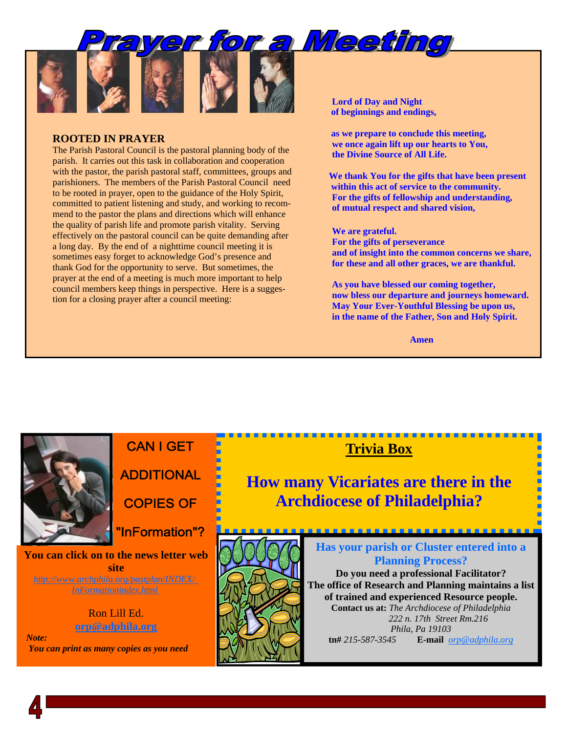# Prayer for a Meeting

**ROOTED IN PRAYER**

The Parish Pastoral Council is the pastoral planning body of the parish. It carries out this task in collaboration and cooperation with the pastor, the parish pastoral staff, committees, groups and parishioners. The members of the Parish Pastoral Council need to be rooted in prayer, open to the guidance of the Holy Spirit, committed to patient listening and study, and working to recommend to the pastor the plans and directions which will enhance the quality of parish life and promote parish vitality. Serving effectively on the pastoral council can be quite demanding after a long day. By the end of a nighttime council meeting it is sometimes easy forget to acknowledge God's presence and thank God for the opportunity to serve. But sometimes, the prayer at the end of a meeting is much more important to help council members keep things in perspective. Here is a suggestion for a closing prayer after a council meeting:

**Lord of Day and Night**
**of beginnings and endings,**

**as we prepare to conclude this meeting,**
**we once again lift up our hearts to You,**
**the Divine Source of All Life.**

**We thank You for the gifts that have been present**
**within this act of service to the community.**
**For the gifts of fellowship and understanding,**
**of mutual respect and shared vision,**

**We are grateful.**
**For the gifts of perseverance**
**and of insight into the common concerns we share,**
**for these and all other graces, we are thankful.**

**As you have blessed our coming together,**
**now bless our departure and journeys homeward.**
**May Your Ever-Youthful Blessing be upon us,**
**in the name of the Father, Son and Holy Spirit.**

**Amen**

## CAN I GET ADDITIONAL COPIES OF "InFormation"?

**You can click on to the news letter web site**

http://www.archphila.org/pastplan/INDEX/InFormationindex.html

Ron Lill Ed.
**orp@adphila.org**

***Note:***
***You can print as many copies as you need***

## Trivia Box

**How many Vicariates are there in the Archdiocese of Philadelphia?**

**Has your parish or Cluster entered into a Planning Process?**

**Do you need a professional Facilitator?**
**The office of Research and Planning maintains a list of trained and experienced Resource people.**

**Contact us at:** *The Archdiocese of Philadelphia*
*222 n. 17th Street Rm.216*
*Phila, Pa 19103*
**tn#** *215-587-3545* **E-mail** *orp@adphila.org*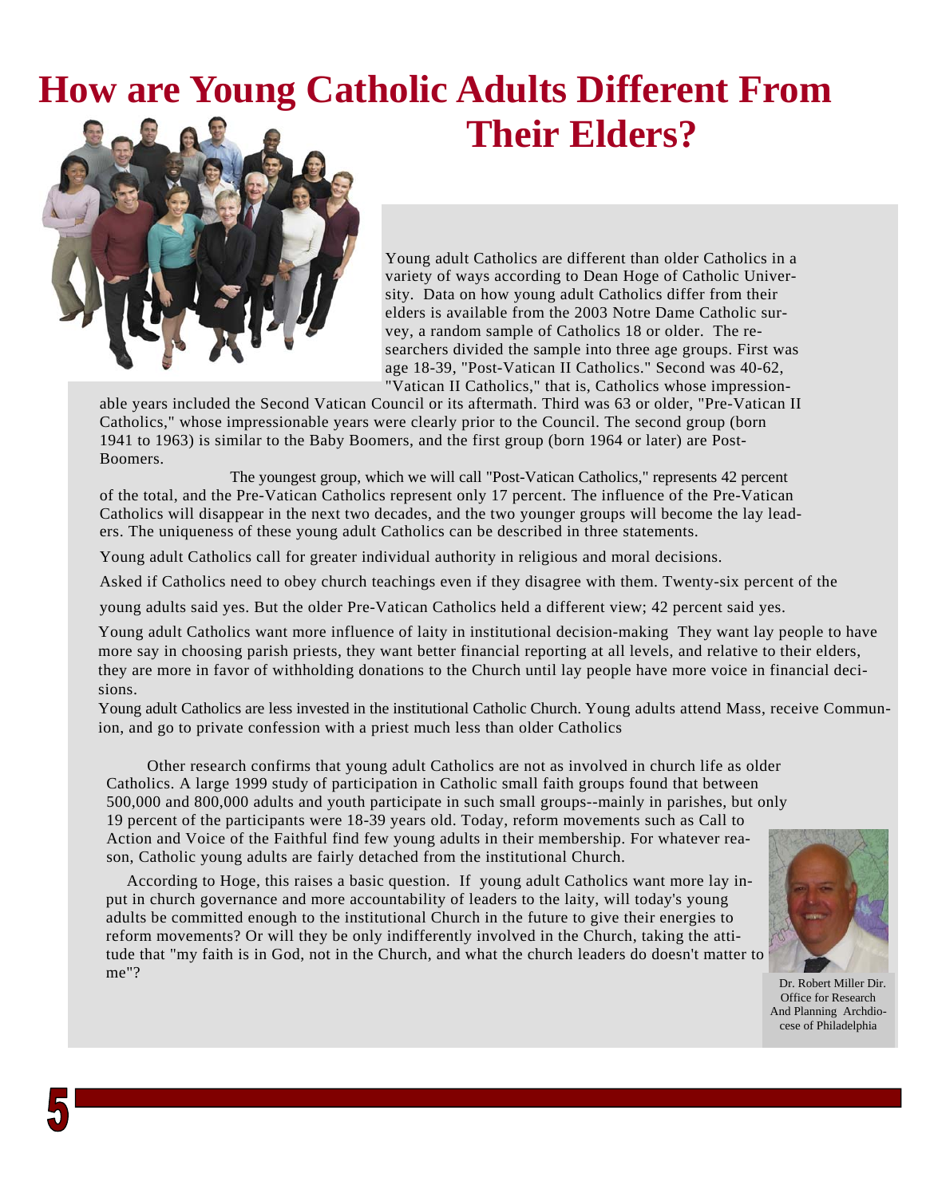# How are Young Catholic Adults Different From Their Elders?

Young adult Catholics are different than older Catholics in a variety of ways according to Dean Hoge of Catholic University. Data on how young adult Catholics differ from their elders is available from the 2003 Notre Dame Catholic survey, a random sample of Catholics 18 or older. The researchers divided the sample into three age groups. First was age 18-39, "Post-Vatican II Catholics." Second was 40-62, "Vatican II Catholics," that is, Catholics whose impressionable years included the Second Vatican Council or its aftermath. Third was 63 or older, "Pre-Vatican II Catholics," whose impressionable years were clearly prior to the Council. The second group (born 1941 to 1963) is similar to the Baby Boomers, and the first group (born 1964 or later) are Post-Boomers.

The youngest group, which we will call "Post-Vatican Catholics," represents 42 percent of the total, and the Pre-Vatican Catholics represent only 17 percent. The influence of the Pre-Vatican Catholics will disappear in the next two decades, and the two younger groups will become the lay leaders. The uniqueness of these young adult Catholics can be described in three statements.

Young adult Catholics call for greater individual authority in religious and moral decisions.

Asked if Catholics need to obey church teachings even if they disagree with them. Twenty-six percent of the young adults said yes. But the older Pre-Vatican Catholics held a different view; 42 percent said yes.

Young adult Catholics want more influence of laity in institutional decision-making They want lay people to have more say in choosing parish priests, they want better financial reporting at all levels, and relative to their elders, they are more in favor of withholding donations to the Church until lay people have more voice in financial decisions.

Young adult Catholics are less invested in the institutional Catholic Church. Young adults attend Mass, receive Communion, and go to private confession with a priest much less than older Catholics

Other research confirms that young adult Catholics are not as involved in church life as older Catholics. A large 1999 study of participation in Catholic small faith groups found that between 500,000 and 800,000 adults and youth participate in such small groups--mainly in parishes, but only 19 percent of the participants were 18-39 years old. Today, reform movements such as Call to Action and Voice of the Faithful find few young adults in their membership. For whatever reason, Catholic young adults are fairly detached from the institutional Church.

According to Hoge, this raises a basic question. If young adult Catholics want more lay input in church governance and more accountability of leaders to the laity, will today's young adults be committed enough to the institutional Church in the future to give their energies to reform movements? Or will they be only indifferently involved in the Church, taking the attitude that "my faith is in God, not in the Church, and what the church leaders do doesn't matter to me"?

Dr. Robert Miller Dir. Office for Research And Planning Archdiocese of Philadelphia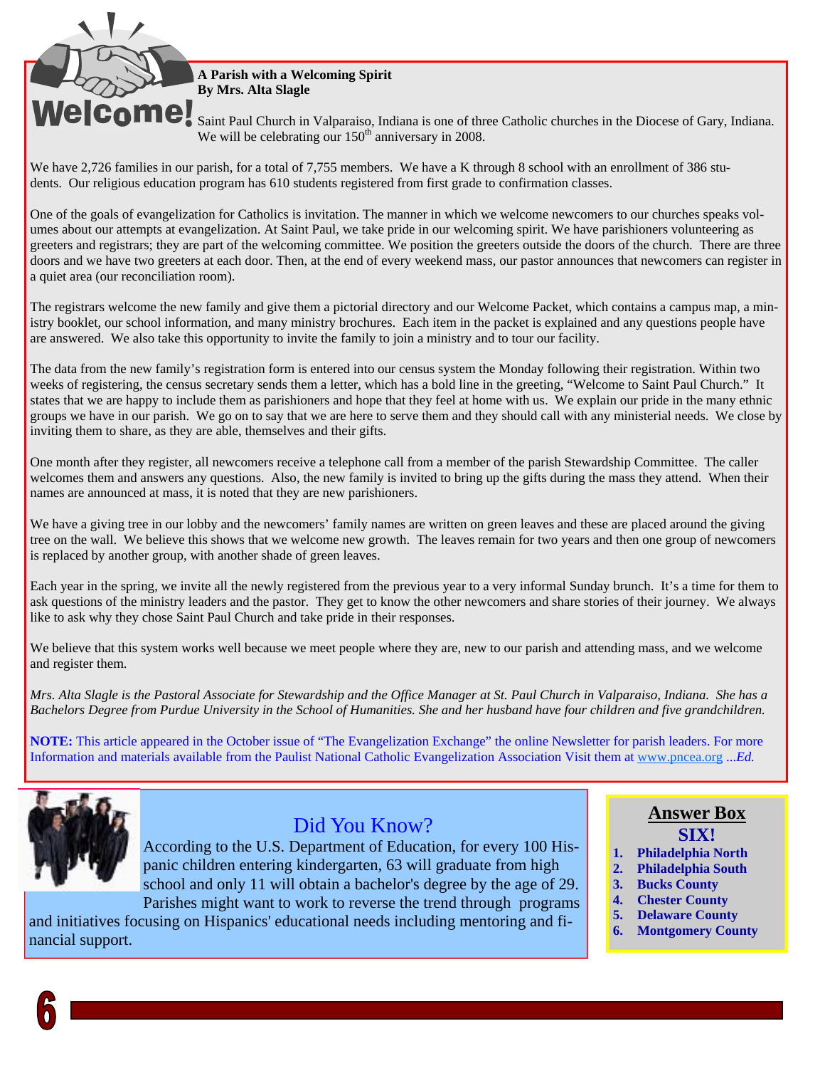Welcome!

**A Parish with a Welcoming Spirit**
**By Mrs. Alta Slagle**

Saint Paul Church in Valparaiso, Indiana is one of three Catholic churches in the Diocese of Gary, Indiana. We will be celebrating our 150th anniversary in 2008.

We have 2,726 families in our parish, for a total of 7,755 members. We have a K through 8 school with an enrollment of 386 students. Our religious education program has 610 students registered from first grade to confirmation classes.

One of the goals of evangelization for Catholics is invitation. The manner in which we welcome newcomers to our churches speaks volumes about our attempts at evangelization. At Saint Paul, we take pride in our welcoming spirit. We have parishioners volunteering as greeters and registrars; they are part of the welcoming committee. We position the greeters outside the doors of the church. There are three doors and we have two greeters at each door. Then, at the end of every weekend mass, our pastor announces that newcomers can register in a quiet area (our reconciliation room).

The registrars welcome the new family and give them a pictorial directory and our Welcome Packet, which contains a campus map, a ministry booklet, our school information, and many ministry brochures. Each item in the packet is explained and any questions people have are answered. We also take this opportunity to invite the family to join a ministry and to tour our facility.

The data from the new family's registration form is entered into our census system the Monday following their registration. Within two weeks of registering, the census secretary sends them a letter, which has a bold line in the greeting, "Welcome to Saint Paul Church." It states that we are happy to include them as parishioners and hope that they feel at home with us. We explain our pride in the many ethnic groups we have in our parish. We go on to say that we are here to serve them and they should call with any ministerial needs. We close by inviting them to share, as they are able, themselves and their gifts.

One month after they register, all newcomers receive a telephone call from a member of the parish Stewardship Committee. The caller welcomes them and answers any questions. Also, the new family is invited to bring up the gifts during the mass they attend. When their names are announced at mass, it is noted that they are new parishioners.

We have a giving tree in our lobby and the newcomers' family names are written on green leaves and these are placed around the giving tree on the wall. We believe this shows that we welcome new growth. The leaves remain for two years and then one group of newcomers is replaced by another group, with another shade of green leaves.

Each year in the spring, we invite all the newly registered from the previous year to a very informal Sunday brunch. It's a time for them to ask questions of the ministry leaders and the pastor. They get to know the other newcomers and share stories of their journey. We always like to ask why they chose Saint Paul Church and take pride in their responses.

We believe that this system works well because we meet people where they are, new to our parish and attending mass, and we welcome and register them.

*Mrs. Alta Slagle is the Pastoral Associate for Stewardship and the Office Manager at St. Paul Church in Valparaiso, Indiana. She has a Bachelors Degree from Purdue University in the School of Humanities. She and her husband have four children and five grandchildren.*

**NOTE:** This article appeared in the October issue of "The Evangelization Exchange" the online Newsletter for parish leaders. For more Information and materials available from the Paulist National Catholic Evangelization Association Visit them at www.pncea.org *...Ed.*

## Did You Know?

According to the U.S. Department of Education, for every 100 Hispanic children entering kindergarten, 63 will graduate from high school and only 11 will obtain a bachelor's degree by the age of 29. Parishes might want to work to reverse the trend through programs and initiatives focusing on Hispanics' educational needs including mentoring and financial support.

## Answer Box

**SIX!**

1. **Philadelphia North**
2. **Philadelphia South**
3. **Bucks County**
4. **Chester County**
5. **Delaware County**
6. **Montgomery County**